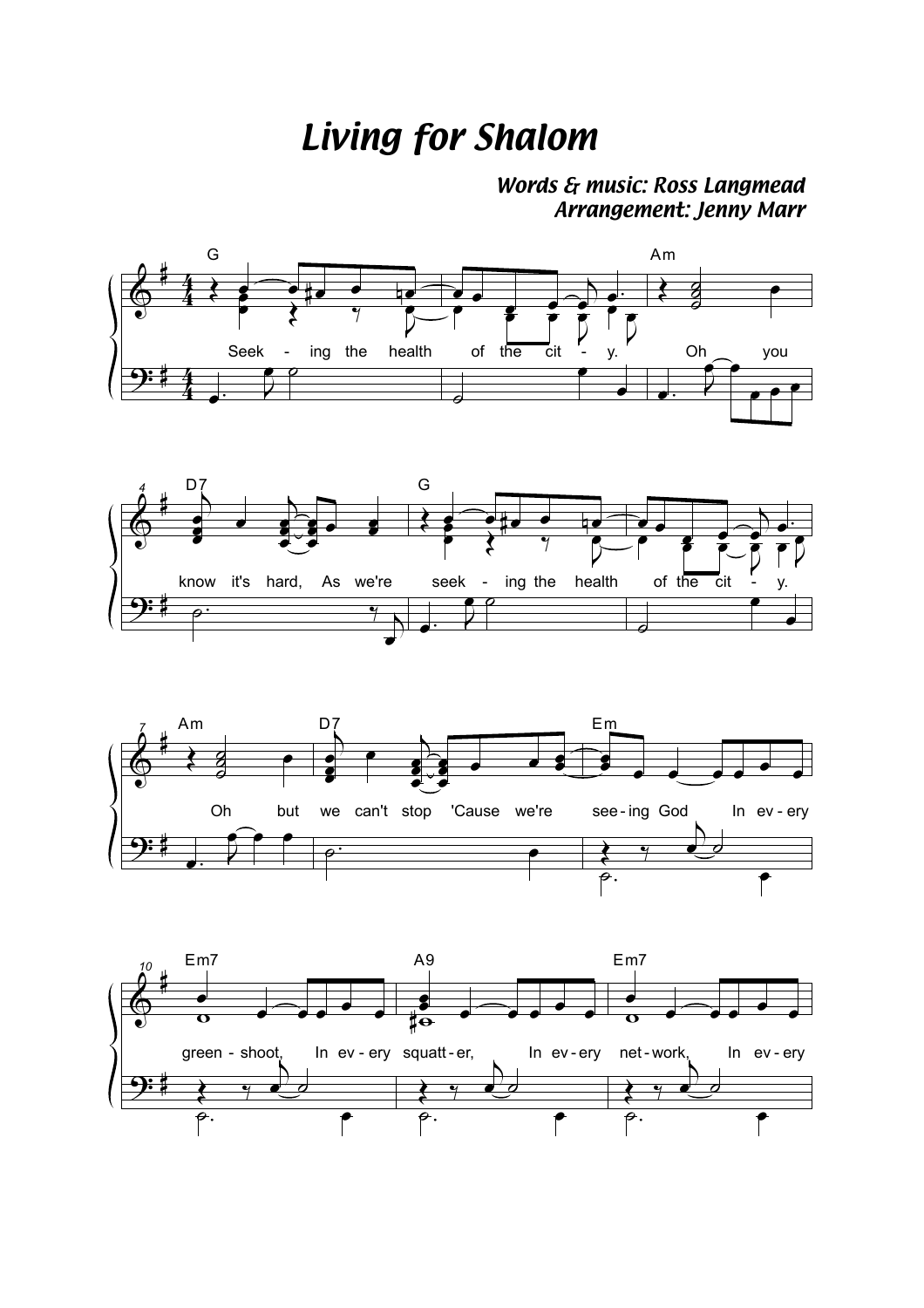# Living for Shalom

*Words & music: Ross Langmead*
*Arrangement: Jenny Marr*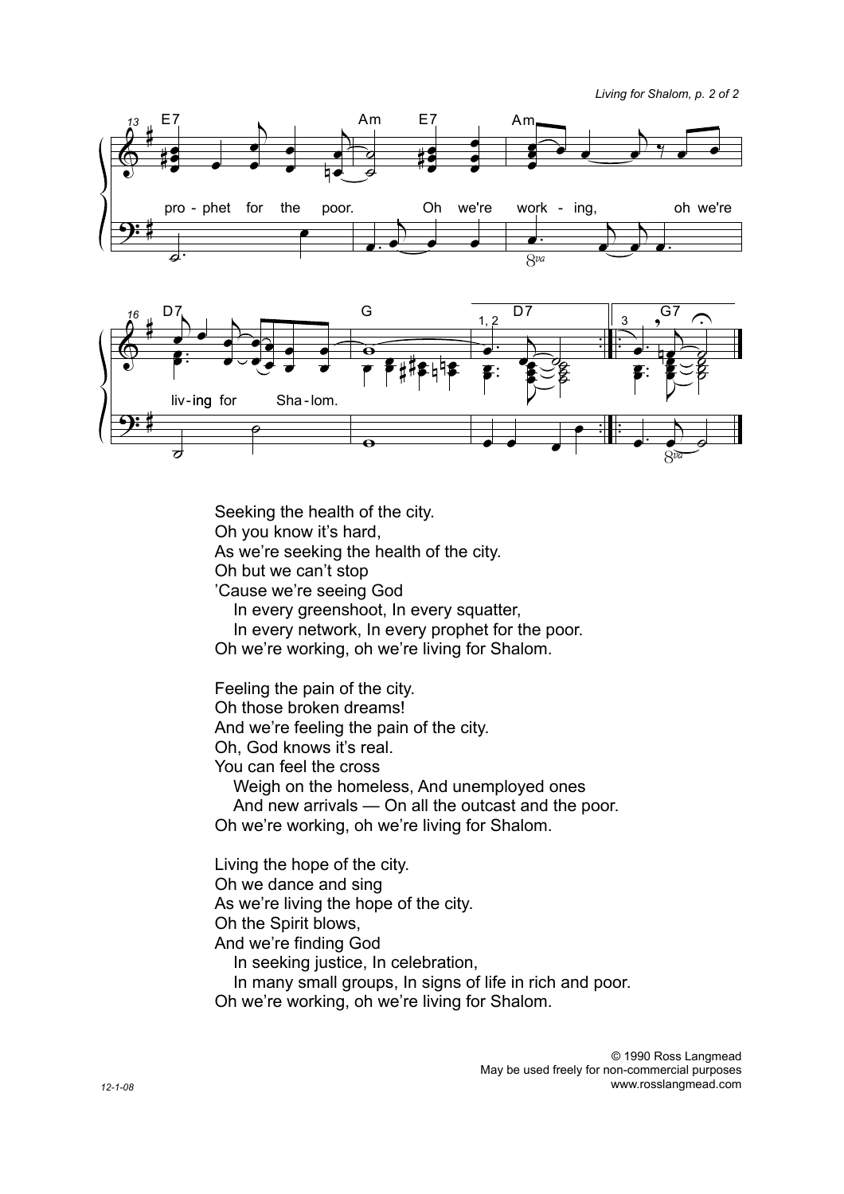Seeking the health of the city.
Oh you know it's hard,
As we're seeking the health of the city.
Oh but we can't stop
'Cause we're seeing God
   In every greenshoot, In every squatter,
   In every network, In every prophet for the poor.
Oh we're working, oh we're living for Shalom.

Feeling the pain of the city.
Oh those broken dreams!
And we're feeling the pain of the city.
Oh, God knows it's real.
You can feel the cross
   Weigh on the homeless, And unemployed ones
   And new arrivals — On all the outcast and the poor.
Oh we're working, oh we're living for Shalom.

Living the hope of the city.
Oh we dance and sing
As we're living the hope of the city.
Oh the Spirit blows,
And we're finding God
   In seeking justice, In celebration,
   In many small groups, In signs of life in rich and poor.
Oh we're working, oh we're living for Shalom.

© 1990 Ross Langmead
May be used freely for non-commercial purposes
www.rosslangmead.com

12-1-08